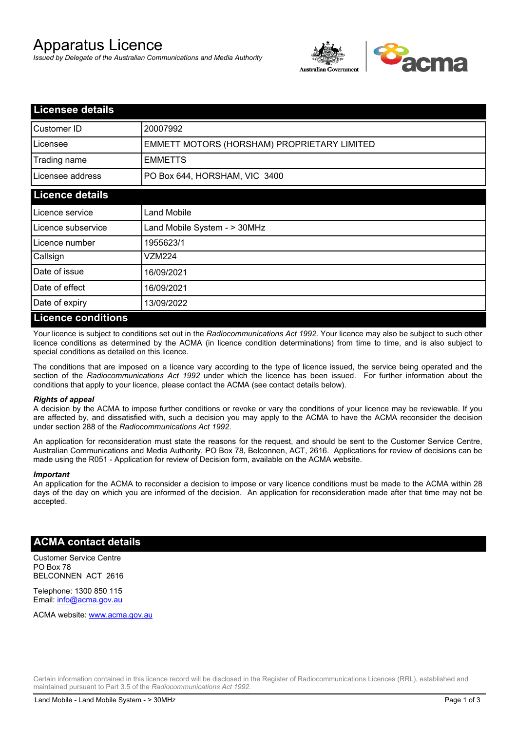# Apparatus Licence

*Issued by Delegate of the Australian Communications and Media Authority*

## Licensee details

| | |
|---|---|
| Customer ID | 20007992 |
| Licensee | EMMETT MOTORS (HORSHAM) PROPRIETARY LIMITED |
| Trading name | EMMETTS |
| Licensee address | PO Box 644, HORSHAM, VIC 3400 |

## Licence details

| | |
|---|---|
| Licence service | Land Mobile |
| Licence subservice | Land Mobile System - > 30MHz |
| Licence number | 1955623/1 |
| Callsign | VZM224 |
| Date of issue | 16/09/2021 |
| Date of effect | 16/09/2021 |
| Date of expiry | 13/09/2022 |

## Licence conditions

Your licence is subject to conditions set out in the *Radiocommunications Act 1992*. Your licence may also be subject to such other licence conditions as determined by the ACMA (in licence condition determinations) from time to time, and is also subject to special conditions as detailed on this licence.

The conditions that are imposed on a licence vary according to the type of licence issued, the service being operated and the section of the *Radiocommunications Act 1992* under which the licence has been issued. For further information about the conditions that apply to your licence, please contact the ACMA (see contact details below).

***Rights of appeal***

A decision by the ACMA to impose further conditions or revoke or vary the conditions of your licence may be reviewable. If you are affected by, and dissatisfied with, such a decision you may apply to the ACMA to have the ACMA reconsider the decision under section 288 of the *Radiocommunications Act 1992*.

An application for reconsideration must state the reasons for the request, and should be sent to the Customer Service Centre, Australian Communications and Media Authority, PO Box 78, Belconnen, ACT, 2616. Applications for review of decisions can be made using the R051 - Application for review of Decision form, available on the ACMA website.

***Important***

An application for the ACMA to reconsider a decision to impose or vary licence conditions must be made to the ACMA within 28 days of the day on which you are informed of the decision. An application for reconsideration made after that time may not be accepted.

## ACMA contact details

Customer Service Centre
PO Box 78
BELCONNEN ACT 2616

Telephone: 1300 850 115
Email: info@acma.gov.au

ACMA website: www.acma.gov.au

Certain information contained in this licence record will be disclosed in the Register of Radiocommunications Licences (RRL), established and maintained pursuant to Part 3.5 of the *Radiocommunications Act 1992.*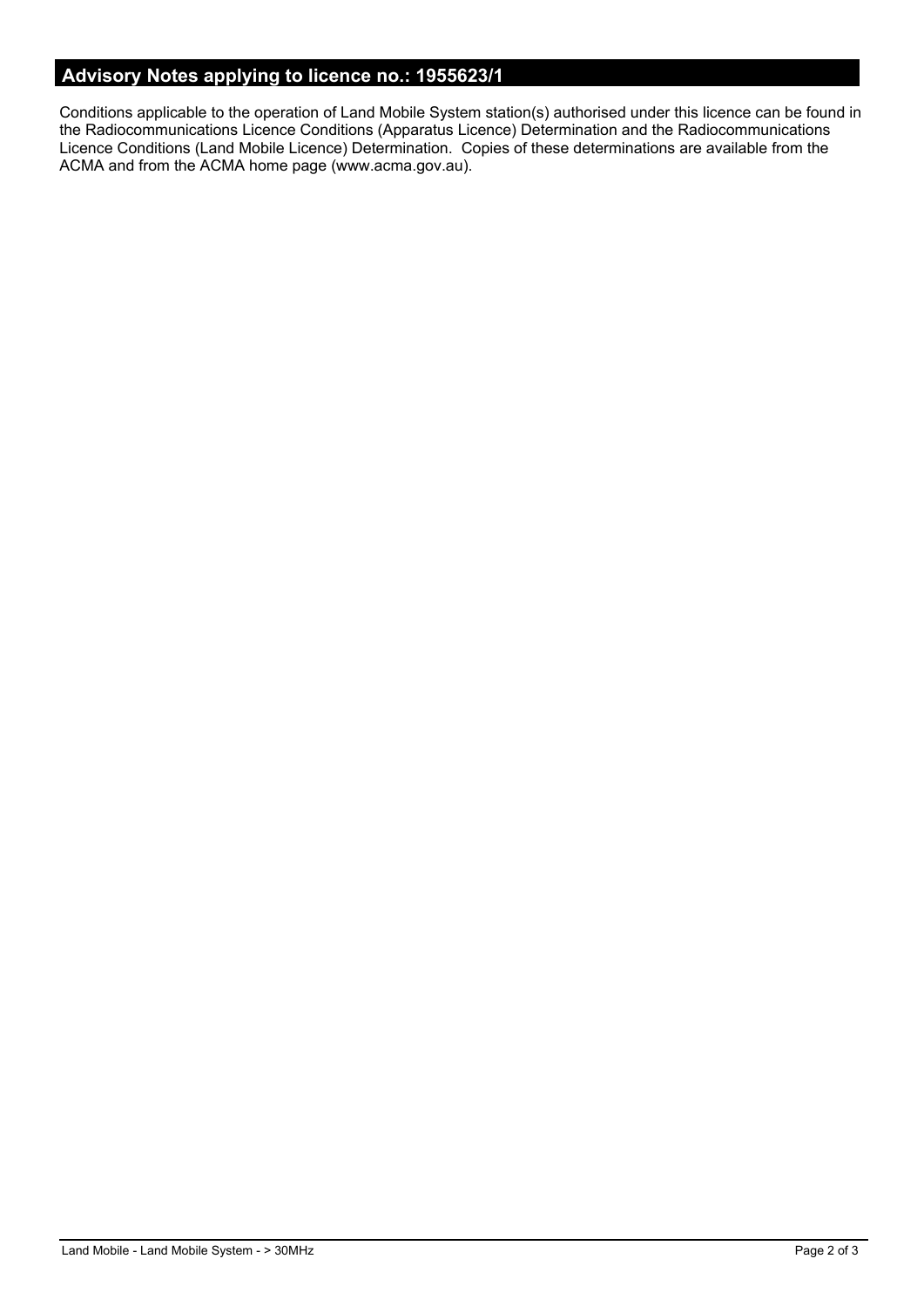## Advisory Notes applying to licence no.: 1955623/1

Conditions applicable to the operation of Land Mobile System station(s) authorised under this licence can be found in the Radiocommunications Licence Conditions (Apparatus Licence) Determination and the Radiocommunications Licence Conditions (Land Mobile Licence) Determination. Copies of these determinations are available from the ACMA and from the ACMA home page (www.acma.gov.au).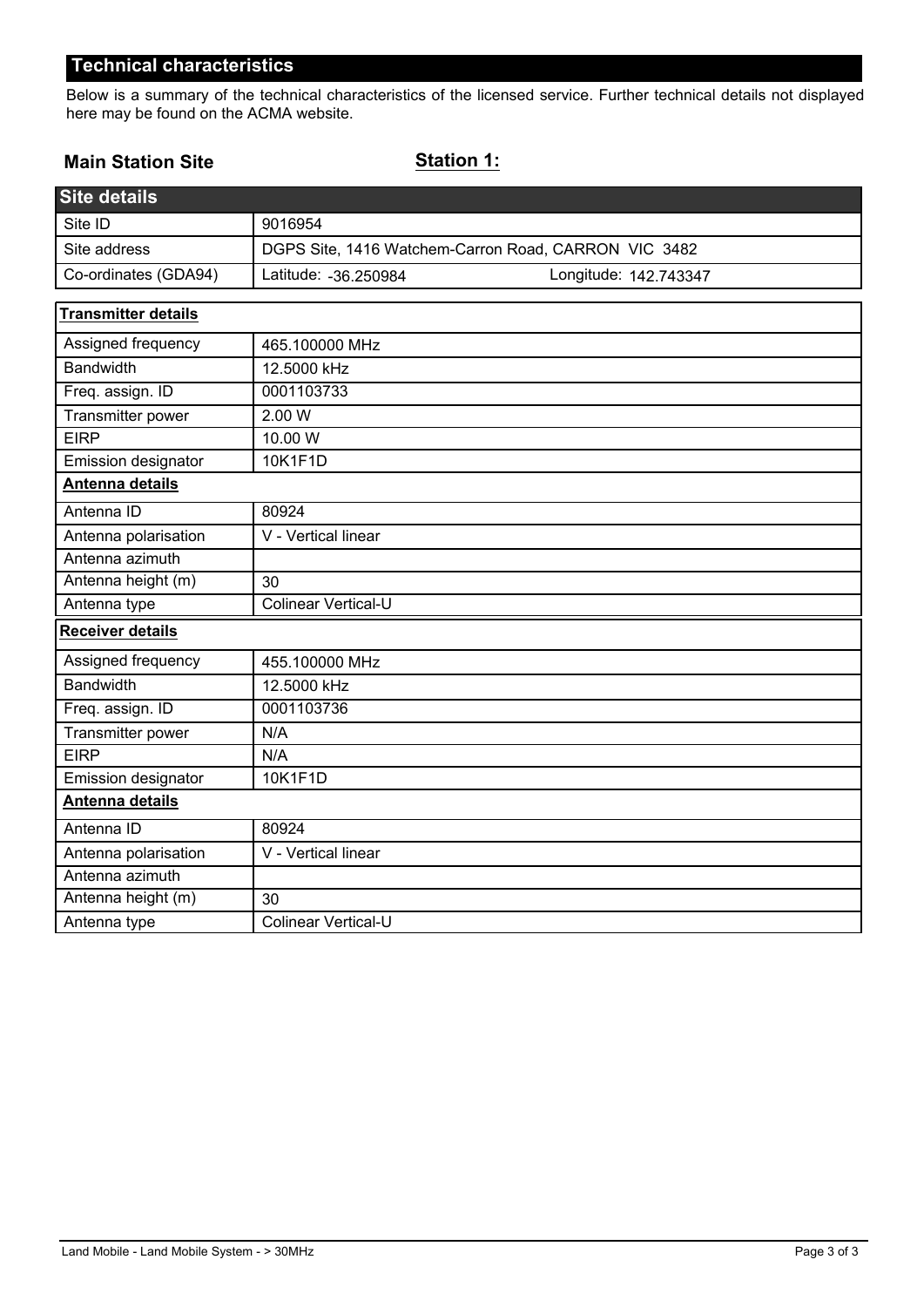## Technical characteristics

Below is a summary of the technical characteristics of the licensed service. Further technical details not displayed here may be found on the ACMA website.

**Main Station Site** **Station 1:**

| Site details | |
|---|---|
| Site ID | 9016954 |
| Site address | DGPS Site, 1416 Watchem-Carron Road, CARRON VIC 3482 |
| Co-ordinates (GDA94) | Latitude: -36.250984 Longitude: 142.743347 |

| Transmitter details | |
|---|---|
| Assigned frequency | 465.100000 MHz |
| Bandwidth | 12.5000 kHz |
| Freq. assign. ID | 0001103733 |
| Transmitter power | 2.00 W |
| EIRP | 10.00 W |
| Emission designator | 10K1F1D |
| **Antenna details** | |
| Antenna ID | 80924 |
| Antenna polarisation | V - Vertical linear |
| Antenna azimuth | |
| Antenna height (m) | 30 |
| Antenna type | Colinear Vertical-U |

| Receiver details | |
|---|---|
| Assigned frequency | 455.100000 MHz |
| Bandwidth | 12.5000 kHz |
| Freq. assign. ID | 0001103736 |
| Transmitter power | N/A |
| EIRP | N/A |
| Emission designator | 10K1F1D |
| **Antenna details** | |
| Antenna ID | 80924 |
| Antenna polarisation | V - Vertical linear |
| Antenna azimuth | |
| Antenna height (m) | 30 |
| Antenna type | Colinear Vertical-U |